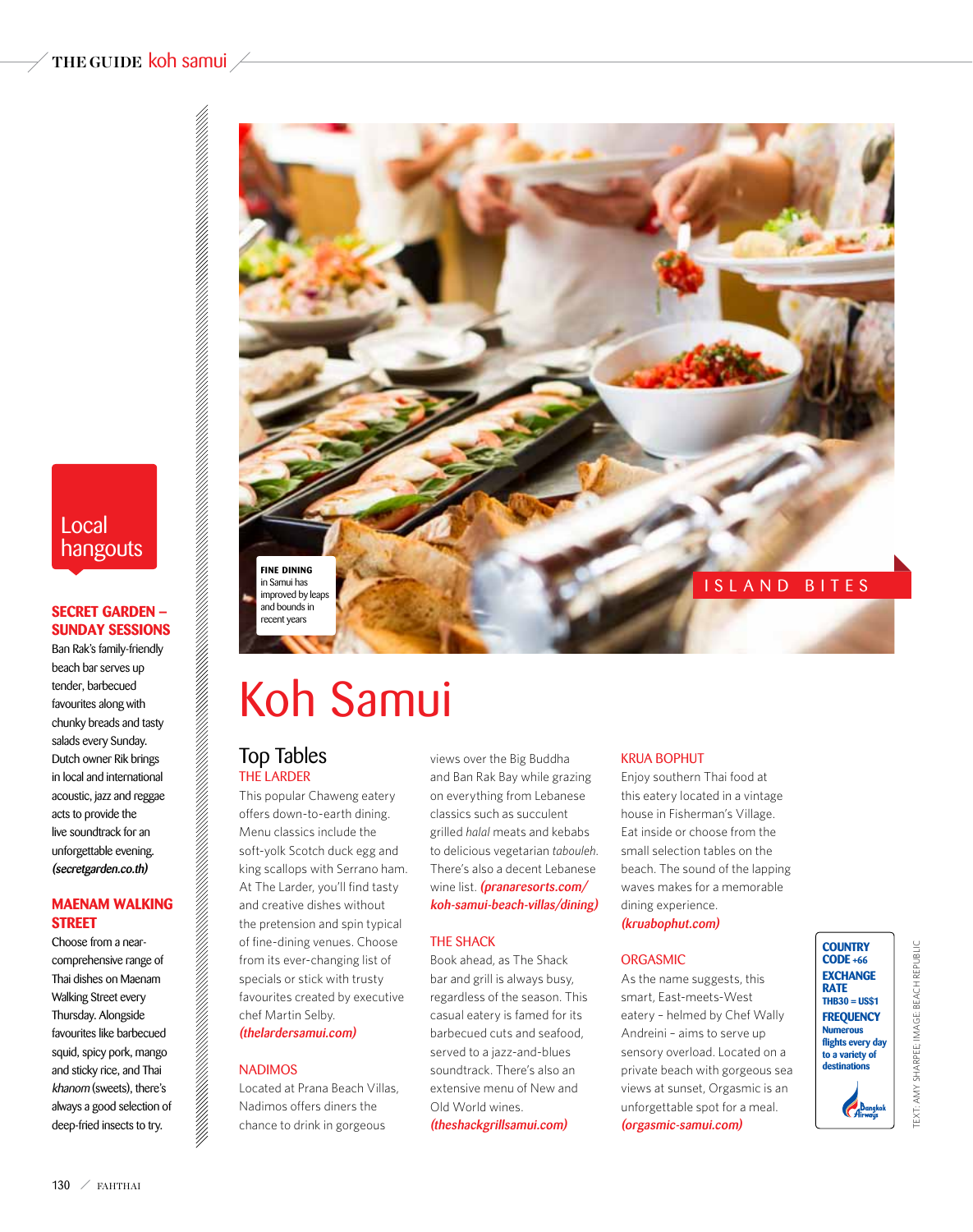FINE DINING in Samui has improved by leaps and bounds in recent years

ISLAND BITES

# Koh Samui

## Top Tables

### THE LARDER

This popular Chaweng eatery offers down-to-earth dining. Menu classics include the soft-yolk Scotch duck egg and king scallops with Serrano ham. At The Larder, you'll find tasty and creative dishes without the pretension and spin typical of fine-dining venues. Choose from its ever-changing list of specials or stick with trusty favourites created by executive chef Martin Selby. ***(thelardersamui.com)***

### NADIMOS

Located at Prana Beach Villas, Nadimos offers diners the chance to drink in gorgeous views over the Big Buddha and Ban Rak Bay while grazing on everything from Lebanese classics such as succulent grilled *halal* meats and kebabs to delicious vegetarian *tabouleh*. There's also a decent Lebanese wine list. ***(pranaresorts.com/koh-samui-beach-villas/dining)***

### THE SHACK

Book ahead, as The Shack bar and grill is always busy, regardless of the season. This casual eatery is famed for its barbecued cuts and seafood, served to a jazz-and-blues soundtrack. There's also an extensive menu of New and Old World wines. ***(theshackgrillsamui.com)***

### KRUA BOPHUT

Enjoy southern Thai food at this eatery located in a vintage house in Fisherman's Village. Eat inside or choose from the small selection tables on the beach. The sound of the lapping waves makes for a memorable dining experience. ***(kruabophut.com)***

### ORGASMIC

As the name suggests, this smart, East-meets-West eatery – helmed by Chef Wally Andreini – aims to serve up sensory overload. Located on a private beach with gorgeous sea views at sunset, Orgasmic is an unforgettable spot for a meal. ***(orgasmic-samui.com)***

## Local hangouts

### SECRET GARDEN – SUNDAY SESSIONS

Ban Rak's family-friendly beach bar serves up tender, barbecued favourites along with chunky breads and tasty salads every Sunday. Dutch owner Rik brings in local and international acoustic, jazz and reggae acts to provide the live soundtrack for an unforgettable evening. ***(secretgarden.co.th)***

### MAENAM WALKING STREET

Choose from a near-comprehensive range of Thai dishes on Maenam Walking Street every Thursday. Alongside favourites like barbecued squid, spicy pork, mango and sticky rice, and Thai *khanom* (sweets), there's always a good selection of deep-fried insects to try.

**COUNTRY CODE** +66

**EXCHANGE RATE** THB30 = US$1

**FREQUENCY** Numerous flights every day to a variety of destinations

Bangkok Airways

TEXT: AMY SHARPEE; IMAGE: BEACH REPUBLIC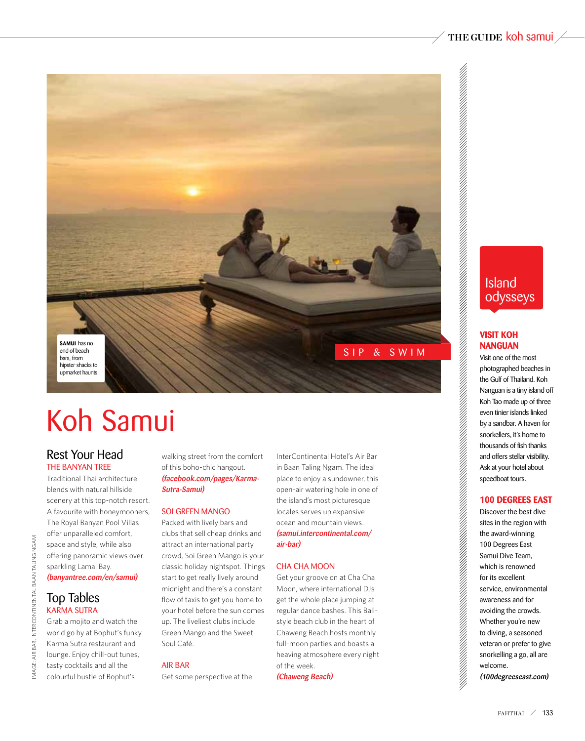**SAMUI** has no end of beach bars, from hipster shacks to upmarket haunts

SIP & SWIM

# Koh Samui

## Rest Your Head

### THE BANYAN TREE

Traditional Thai architecture blends with natural hillside scenery at this top-notch resort. A favourite with honeymooners, The Royal Banyan Pool Villas offer unparalleled comfort, space and style, while also offering panoramic views over sparkling Lamai Bay. ***(banyantree.com/en/samui)***

## Top Tables

### KARMA SUTRA

Grab a mojito and watch the world go by at Bophut's funky Karma Sutra restaurant and lounge. Enjoy chill-out tunes, tasty cocktails and all the colourful bustle of Bophut's walking street from the comfort of this boho-chic hangout. ***(facebook.com/pages/Karma-Sutra-Samui)***

### SOI GREEN MANGO

Packed with lively bars and clubs that sell cheap drinks and attract an international party crowd, Soi Green Mango is your classic holiday nightspot. Things start to get really lively around midnight and there's a constant flow of taxis to get you home to your hotel before the sun comes up. The liveliest clubs include Green Mango and the Sweet Soul Café.

### AIR BAR

Get some perspective at the InterContinental Hotel's Air Bar in Baan Taling Ngam. The ideal place to enjoy a sundowner, this open-air watering hole in one of the island's most picturesque locales serves up expansive ocean and mountain views. ***(samui.intercontinental.com/air-bar)***

### CHA CHA MOON

Get your groove on at Cha Cha Moon, where international DJs get the whole place jumping at regular dance bashes. This Bali-style beach club in the heart of Chaweng Beach hosts monthly full-moon parties and boasts a heaving atmosphere every night of the week. ***(Chaweng Beach)***

## Island odysseys

### VISIT KOH NANGUAN

Visit one of the most photographed beaches in the Gulf of Thailand. Koh Nanguan is a tiny island off Koh Tao made up of three even tinier islands linked by a sandbar. A haven for snorkellers, it's home to thousands of fish thanks and offers stellar visibility. Ask at your hotel about speedboat tours.

### 100 DEGREES EAST

Discover the best dive sites in the region with the award-winning 100 Degrees East Samui Dive Team, which is renowned for its excellent service, environmental awareness and for avoiding the crowds. Whether you're new to diving, a seasoned veteran or prefer to give snorkelling a go, all are welcome. ***(100degreeseast.com)***

IMAGE: AIR BAR, INTERCONTINENTAL BAAN TALING NGAM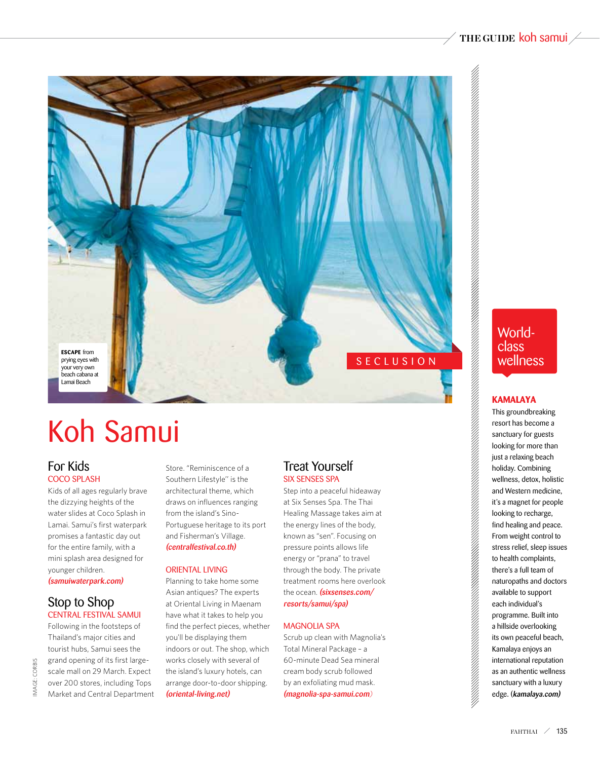ESCAPE from prying eyes with your very own beach cabana at Lamai Beach

SECLUSION

# Koh Samui

## For Kids

### COCO SPLASH

Kids of all ages regularly brave the dizzying heights of the water slides at Coco Splash in Lamai. Samui's first waterpark promises a fantastic day out for the entire family, with a mini splash area designed for younger children. ***(samuiwaterpark.com)***

## Stop to Shop

### CENTRAL FESTIVAL SAMUI

Following in the footsteps of Thailand's major cities and tourist hubs, Samui sees the grand opening of its first large-scale mall on 29 March. Expect over 200 stores, including Tops Market and Central Department Store. "Reminiscence of a Southern Lifestyle" is the architectural theme, which draws on influences ranging from the island's Sino-Portuguese heritage to its port and Fisherman's Village. ***(centralfestival.co.th)***

### ORIENTAL LIVING

Planning to take home some Asian antiques? The experts at Oriental Living in Maenam have what it takes to help you find the perfect pieces, whether you'll be displaying them indoors or out. The shop, which works closely with several of the island's luxury hotels, can arrange door-to-door shipping. ***(oriental-living.net)***

## Treat Yourself

### SIX SENSES SPA

Step into a peaceful hideaway at Six Senses Spa. The Thai Healing Massage takes aim at the energy lines of the body, known as "sen". Focusing on pressure points allows life energy or "prana" to travel through the body. The private treatment rooms here overlook the ocean. ***(sixsenses.com/resorts/samui/spa)***

### MAGNOLIA SPA

Scrub up clean with Magnolia's Total Mineral Package – a 60-minute Dead Sea mineral cream body scrub followed by an exfoliating mud mask. ***(magnolia-spa-samui.com)***

## World-class wellness

### KAMALAYA

This groundbreaking resort has become a sanctuary for guests looking for more than just a relaxing beach holiday. Combining wellness, detox, holistic and Western medicine, it's a magnet for people looking to recharge, find healing and peace. From weight control to stress relief, sleep issues to health complaints, there's a full team of naturopaths and doctors available to support each individual's programme. Built into a hillside overlooking its own peaceful beach, Kamalaya enjoys an international reputation as an authentic wellness sanctuary with a luxury edge. (***kamalaya.com***)

IMAGE: CORBIS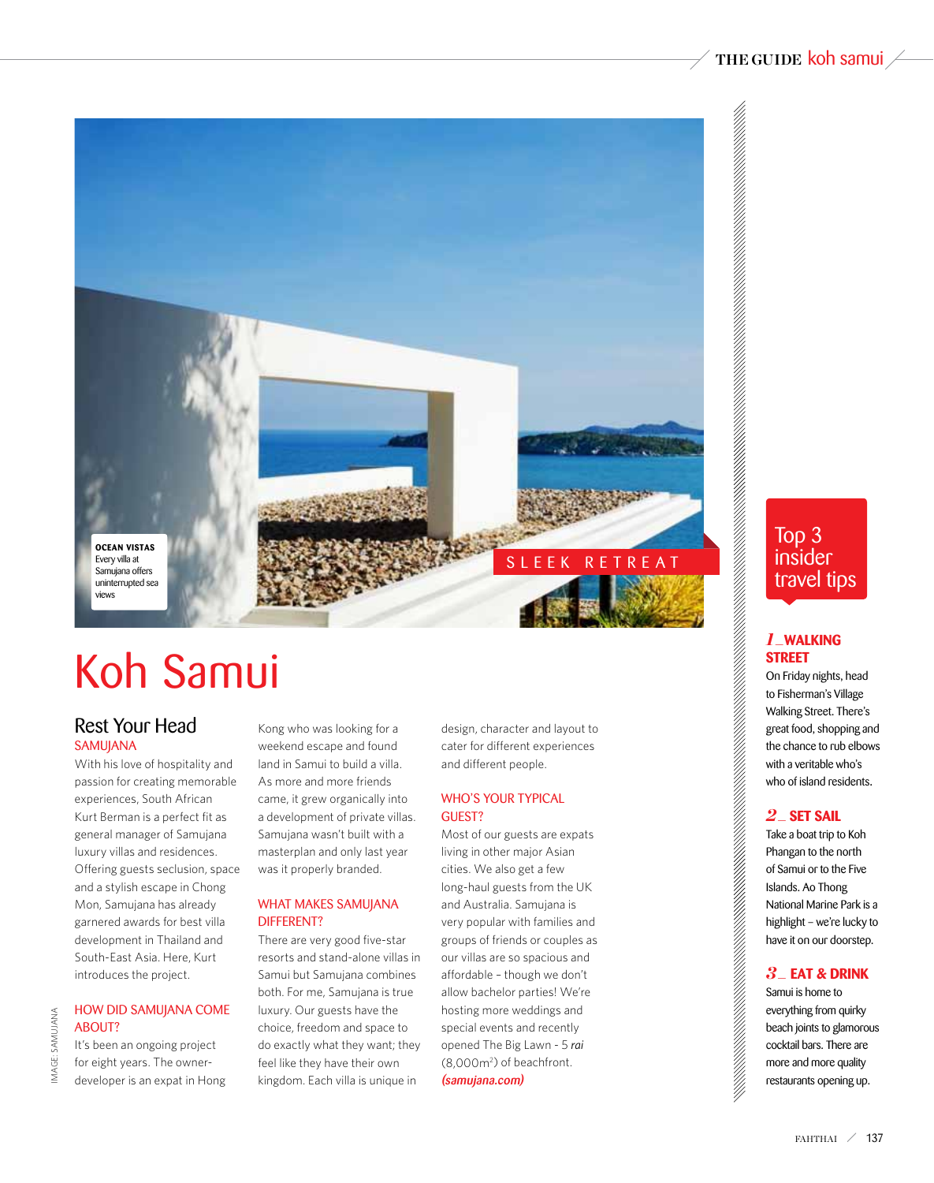OCEAN VISTAS
Every villa at Samujana offers uninterrupted sea views

SLEEK RETREAT

IMAGE: SAMUJANA

# Koh Samui

## Rest Your Head

### SAMUJANA

With his love of hospitality and passion for creating memorable experiences, South African Kurt Berman is a perfect fit as general manager of Samujana luxury villas and residences. Offering guests seclusion, space and a stylish escape in Chong Mon, Samujana has already garnered awards for best villa development in Thailand and South-East Asia. Here, Kurt introduces the project.

### HOW DID SAMUJANA COME ABOUT?

It's been an ongoing project for eight years. The owner-developer is an expat in Hong Kong who was looking for a weekend escape and found land in Samui to build a villa. As more and more friends came, it grew organically into a development of private villas. Samujana wasn't built with a masterplan and only last year was it properly branded.

### WHAT MAKES SAMUJANA DIFFERENT?

There are very good five-star resorts and stand-alone villas in Samui but Samujana combines both. For me, Samujana is true luxury. Our guests have the choice, freedom and space to do exactly what they want; they feel like they have their own kingdom. Each villa is unique in design, character and layout to cater for different experiences and different people.

### WHO'S YOUR TYPICAL GUEST?

Most of our guests are expats living in other major Asian cities. We also get a few long-haul guests from the UK and Australia. Samujana is very popular with families and groups of friends or couples as our villas are so spacious and affordable – though we don't allow bachelor parties! We're hosting more weddings and special events and recently opened The Big Lawn - 5 *rai* (8,000m$^2$) of beachfront. ***(samujana.com)***

## Top 3 insider travel tips

### 1_ WALKING STREET

On Friday nights, head to Fisherman's Village Walking Street. There's great food, shopping and the chance to rub elbows with a veritable who's who of island residents.

### 2_ SET SAIL

Take a boat trip to Koh Phangan to the north of Samui or to the Five Islands. Ao Thong National Marine Park is a highlight – we're lucky to have it on our doorstep.

### 3_ EAT & DRINK

Samui is home to everything from quirky beach joints to glamorous cocktail bars. There are more and more quality restaurants opening up.